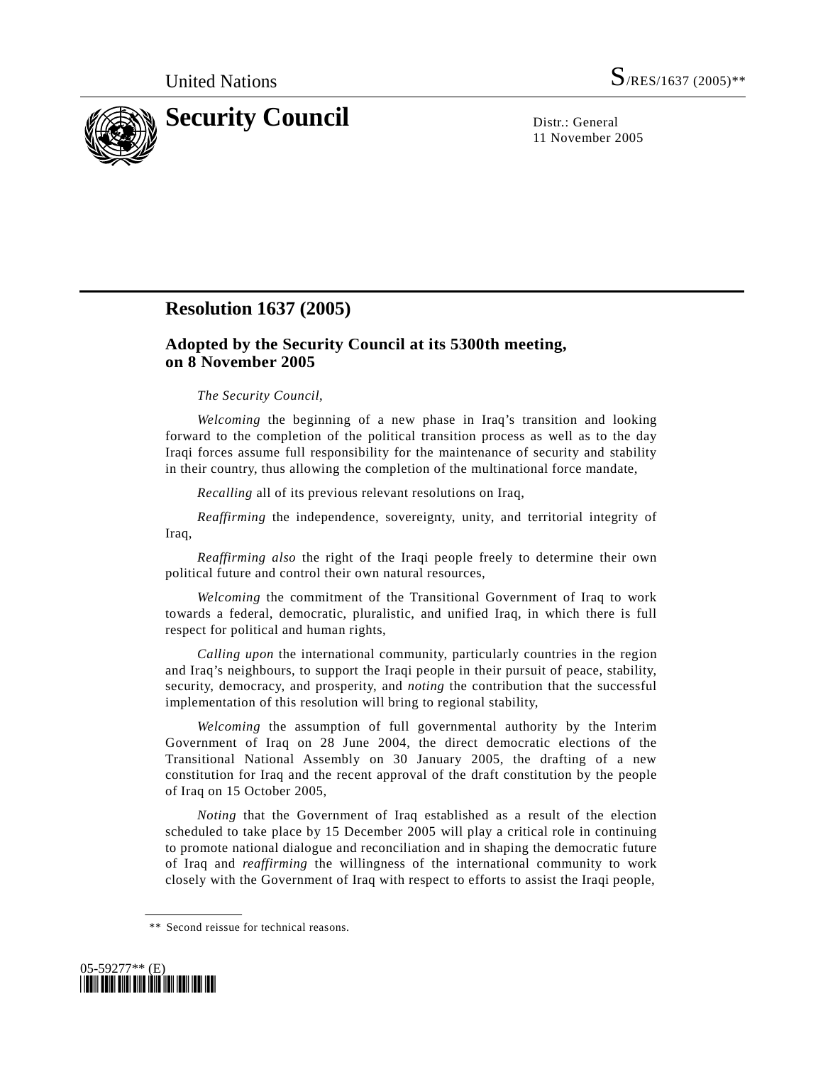United Nations S/RES/1637 (2005)**

# Security Council

Distr.: General
11 November 2005

## Resolution 1637 (2005)

### Adopted by the Security Council at its 5300th meeting, on 8 November 2005

*The Security Council*,

*Welcoming* the beginning of a new phase in Iraq's transition and looking forward to the completion of the political transition process as well as to the day Iraqi forces assume full responsibility for the maintenance of security and stability in their country, thus allowing the completion of the multinational force mandate,

*Recalling* all of its previous relevant resolutions on Iraq,

*Reaffirming* the independence, sovereignty, unity, and territorial integrity of Iraq,

*Reaffirming also* the right of the Iraqi people freely to determine their own political future and control their own natural resources,

*Welcoming* the commitment of the Transitional Government of Iraq to work towards a federal, democratic, pluralistic, and unified Iraq, in which there is full respect for political and human rights,

*Calling upon* the international community, particularly countries in the region and Iraq's neighbours, to support the Iraqi people in their pursuit of peace, stability, security, democracy, and prosperity, and *noting* the contribution that the successful implementation of this resolution will bring to regional stability,

*Welcoming* the assumption of full governmental authority by the Interim Government of Iraq on 28 June 2004, the direct democratic elections of the Transitional National Assembly on 30 January 2005, the drafting of a new constitution for Iraq and the recent approval of the draft constitution by the people of Iraq on 15 October 2005,

*Noting* that the Government of Iraq established as a result of the election scheduled to take place by 15 December 2005 will play a critical role in continuing to promote national dialogue and reconciliation and in shaping the democratic future of Iraq and *reaffirming* the willingness of the international community to work closely with the Government of Iraq with respect to efforts to assist the Iraqi people,

** Second reissue for technical reasons.

05-59277** (E)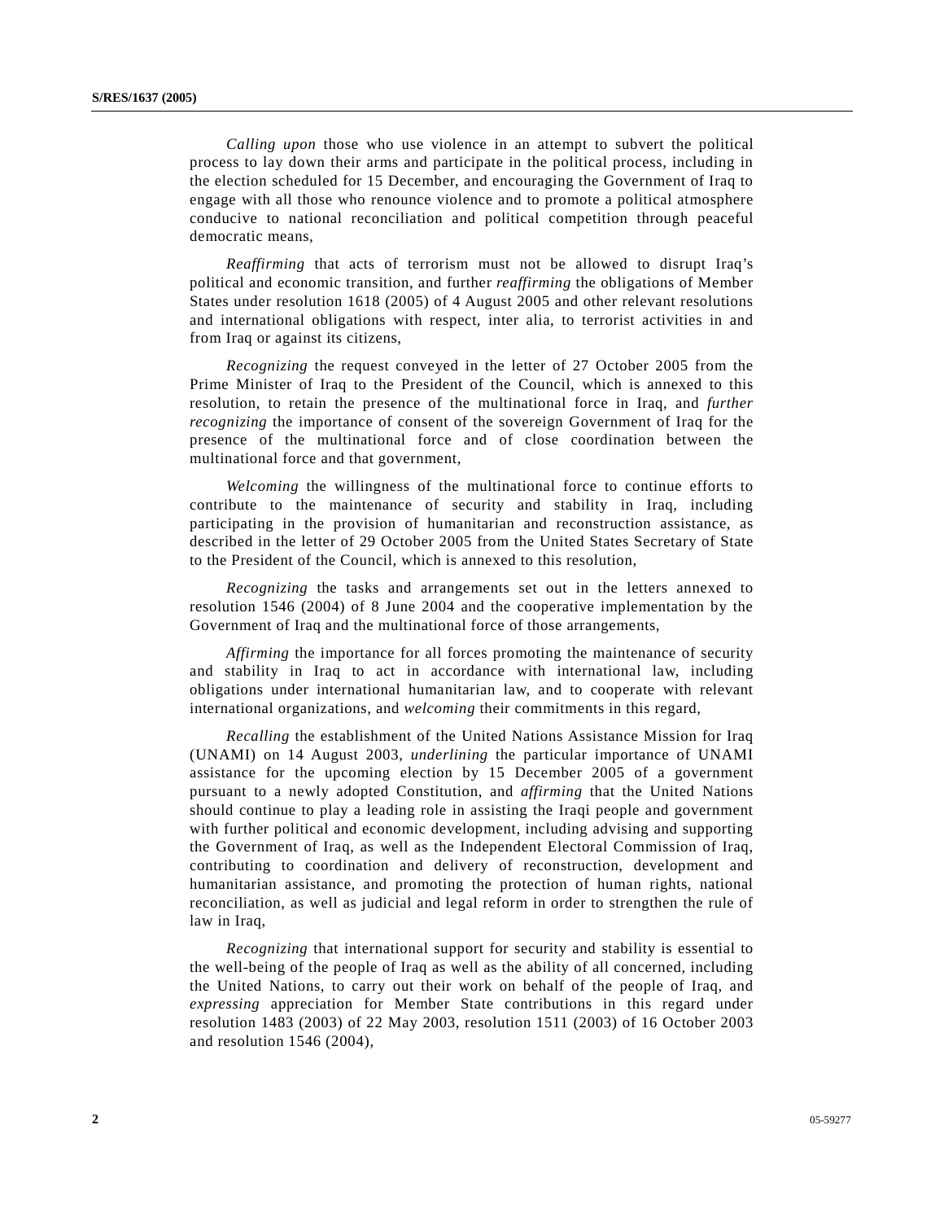*Calling upon* those who use violence in an attempt to subvert the political process to lay down their arms and participate in the political process, including in the election scheduled for 15 December, and encouraging the Government of Iraq to engage with all those who renounce violence and to promote a political atmosphere conducive to national reconciliation and political competition through peaceful democratic means,

*Reaffirming* that acts of terrorism must not be allowed to disrupt Iraq's political and economic transition, and further *reaffirming* the obligations of Member States under resolution 1618 (2005) of 4 August 2005 and other relevant resolutions and international obligations with respect, inter alia, to terrorist activities in and from Iraq or against its citizens,

*Recognizing* the request conveyed in the letter of 27 October 2005 from the Prime Minister of Iraq to the President of the Council, which is annexed to this resolution, to retain the presence of the multinational force in Iraq, and *further recognizing* the importance of consent of the sovereign Government of Iraq for the presence of the multinational force and of close coordination between the multinational force and that government,

*Welcoming* the willingness of the multinational force to continue efforts to contribute to the maintenance of security and stability in Iraq, including participating in the provision of humanitarian and reconstruction assistance, as described in the letter of 29 October 2005 from the United States Secretary of State to the President of the Council, which is annexed to this resolution,

*Recognizing* the tasks and arrangements set out in the letters annexed to resolution 1546 (2004) of 8 June 2004 and the cooperative implementation by the Government of Iraq and the multinational force of those arrangements,

*Affirming* the importance for all forces promoting the maintenance of security and stability in Iraq to act in accordance with international law, including obligations under international humanitarian law, and to cooperate with relevant international organizations, and *welcoming* their commitments in this regard,

*Recalling* the establishment of the United Nations Assistance Mission for Iraq (UNAMI) on 14 August 2003, *underlining* the particular importance of UNAMI assistance for the upcoming election by 15 December 2005 of a government pursuant to a newly adopted Constitution, and *affirming* that the United Nations should continue to play a leading role in assisting the Iraqi people and government with further political and economic development, including advising and supporting the Government of Iraq, as well as the Independent Electoral Commission of Iraq, contributing to coordination and delivery of reconstruction, development and humanitarian assistance, and promoting the protection of human rights, national reconciliation, as well as judicial and legal reform in order to strengthen the rule of law in Iraq,

*Recognizing* that international support for security and stability is essential to the well-being of the people of Iraq as well as the ability of all concerned, including the United Nations, to carry out their work on behalf of the people of Iraq, and *expressing* appreciation for Member State contributions in this regard under resolution 1483 (2003) of 22 May 2003, resolution 1511 (2003) of 16 October 2003 and resolution 1546 (2004),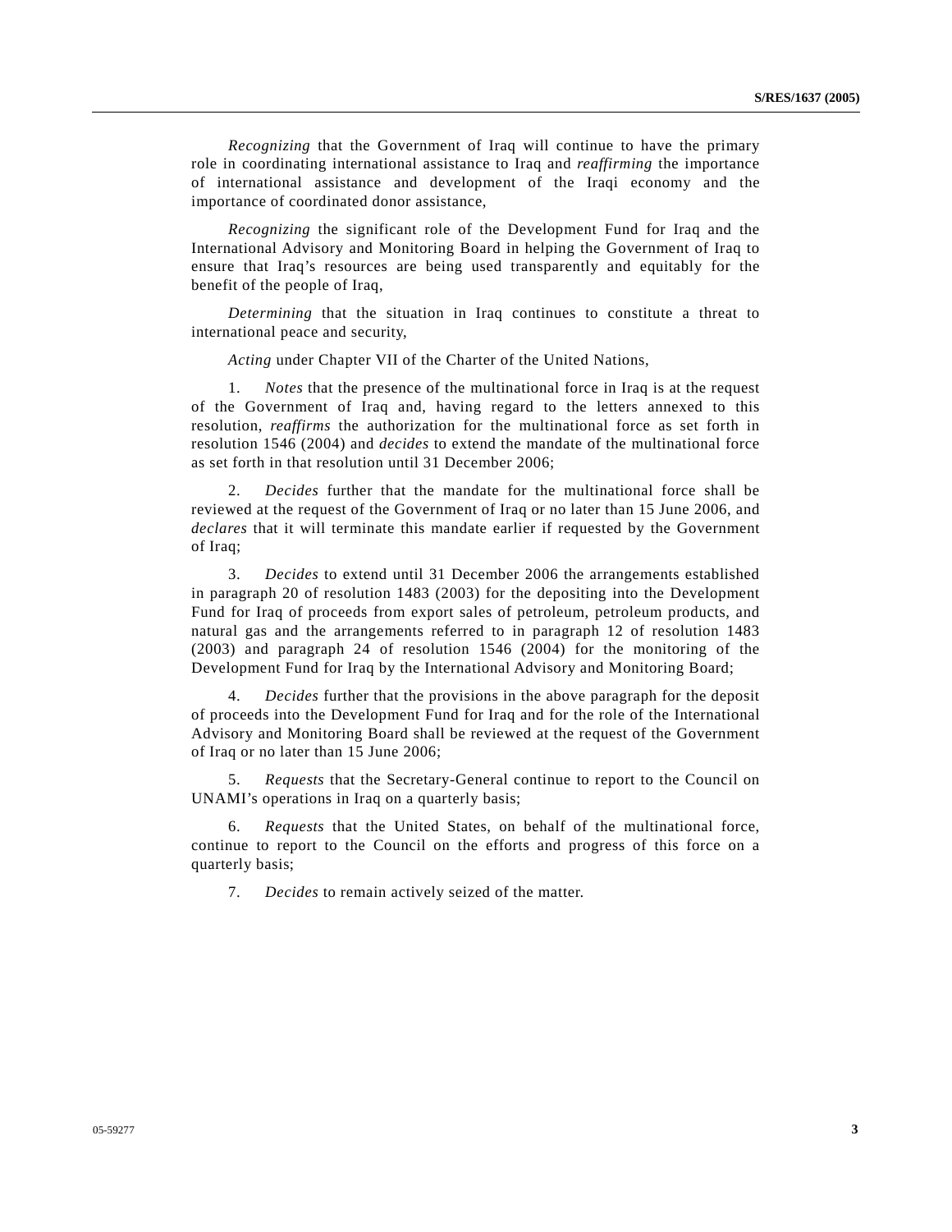*Recognizing* that the Government of Iraq will continue to have the primary role in coordinating international assistance to Iraq and *reaffirming* the importance of international assistance and development of the Iraqi economy and the importance of coordinated donor assistance,

*Recognizing* the significant role of the Development Fund for Iraq and the International Advisory and Monitoring Board in helping the Government of Iraq to ensure that Iraq's resources are being used transparently and equitably for the benefit of the people of Iraq,

*Determining* that the situation in Iraq continues to constitute a threat to international peace and security,

*Acting* under Chapter VII of the Charter of the United Nations,

1. *Notes* that the presence of the multinational force in Iraq is at the request of the Government of Iraq and, having regard to the letters annexed to this resolution, *reaffirms* the authorization for the multinational force as set forth in resolution 1546 (2004) and *decides* to extend the mandate of the multinational force as set forth in that resolution until 31 December 2006;

2. *Decides* further that the mandate for the multinational force shall be reviewed at the request of the Government of Iraq or no later than 15 June 2006, and *declares* that it will terminate this mandate earlier if requested by the Government of Iraq;

3. *Decides* to extend until 31 December 2006 the arrangements established in paragraph 20 of resolution 1483 (2003) for the depositing into the Development Fund for Iraq of proceeds from export sales of petroleum, petroleum products, and natural gas and the arrangements referred to in paragraph 12 of resolution 1483 (2003) and paragraph 24 of resolution 1546 (2004) for the monitoring of the Development Fund for Iraq by the International Advisory and Monitoring Board;

4. *Decides* further that the provisions in the above paragraph for the deposit of proceeds into the Development Fund for Iraq and for the role of the International Advisory and Monitoring Board shall be reviewed at the request of the Government of Iraq or no later than 15 June 2006;

5. *Requests* that the Secretary-General continue to report to the Council on UNAMI's operations in Iraq on a quarterly basis;

6. *Requests* that the United States, on behalf of the multinational force, continue to report to the Council on the efforts and progress of this force on a quarterly basis;

7. *Decides* to remain actively seized of the matter.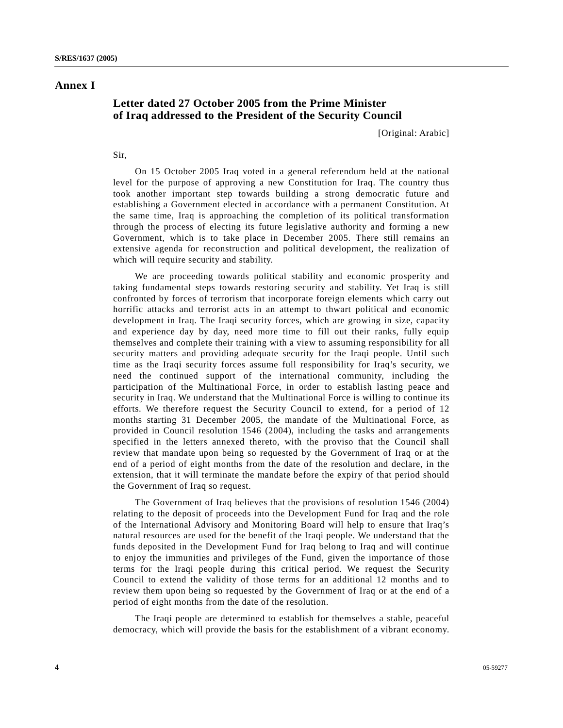# Annex I

## Letter dated 27 October 2005 from the Prime Minister of Iraq addressed to the President of the Security Council

[Original: Arabic]

Sir,

On 15 October 2005 Iraq voted in a general referendum held at the national level for the purpose of approving a new Constitution for Iraq. The country thus took another important step towards building a strong democratic future and establishing a Government elected in accordance with a permanent Constitution. At the same time, Iraq is approaching the completion of its political transformation through the process of electing its future legislative authority and forming a new Government, which is to take place in December 2005. There still remains an extensive agenda for reconstruction and political development, the realization of which will require security and stability.

We are proceeding towards political stability and economic prosperity and taking fundamental steps towards restoring security and stability. Yet Iraq is still confronted by forces of terrorism that incorporate foreign elements which carry out horrific attacks and terrorist acts in an attempt to thwart political and economic development in Iraq. The Iraqi security forces, which are growing in size, capacity and experience day by day, need more time to fill out their ranks, fully equip themselves and complete their training with a view to assuming responsibility for all security matters and providing adequate security for the Iraqi people. Until such time as the Iraqi security forces assume full responsibility for Iraq's security, we need the continued support of the international community, including the participation of the Multinational Force, in order to establish lasting peace and security in Iraq. We understand that the Multinational Force is willing to continue its efforts. We therefore request the Security Council to extend, for a period of 12 months starting 31 December 2005, the mandate of the Multinational Force, as provided in Council resolution 1546 (2004), including the tasks and arrangements specified in the letters annexed thereto, with the proviso that the Council shall review that mandate upon being so requested by the Government of Iraq or at the end of a period of eight months from the date of the resolution and declare, in the extension, that it will terminate the mandate before the expiry of that period should the Government of Iraq so request.

The Government of Iraq believes that the provisions of resolution 1546 (2004) relating to the deposit of proceeds into the Development Fund for Iraq and the role of the International Advisory and Monitoring Board will help to ensure that Iraq's natural resources are used for the benefit of the Iraqi people. We understand that the funds deposited in the Development Fund for Iraq belong to Iraq and will continue to enjoy the immunities and privileges of the Fund, given the importance of those terms for the Iraqi people during this critical period. We request the Security Council to extend the validity of those terms for an additional 12 months and to review them upon being so requested by the Government of Iraq or at the end of a period of eight months from the date of the resolution.

The Iraqi people are determined to establish for themselves a stable, peaceful democracy, which will provide the basis for the establishment of a vibrant economy.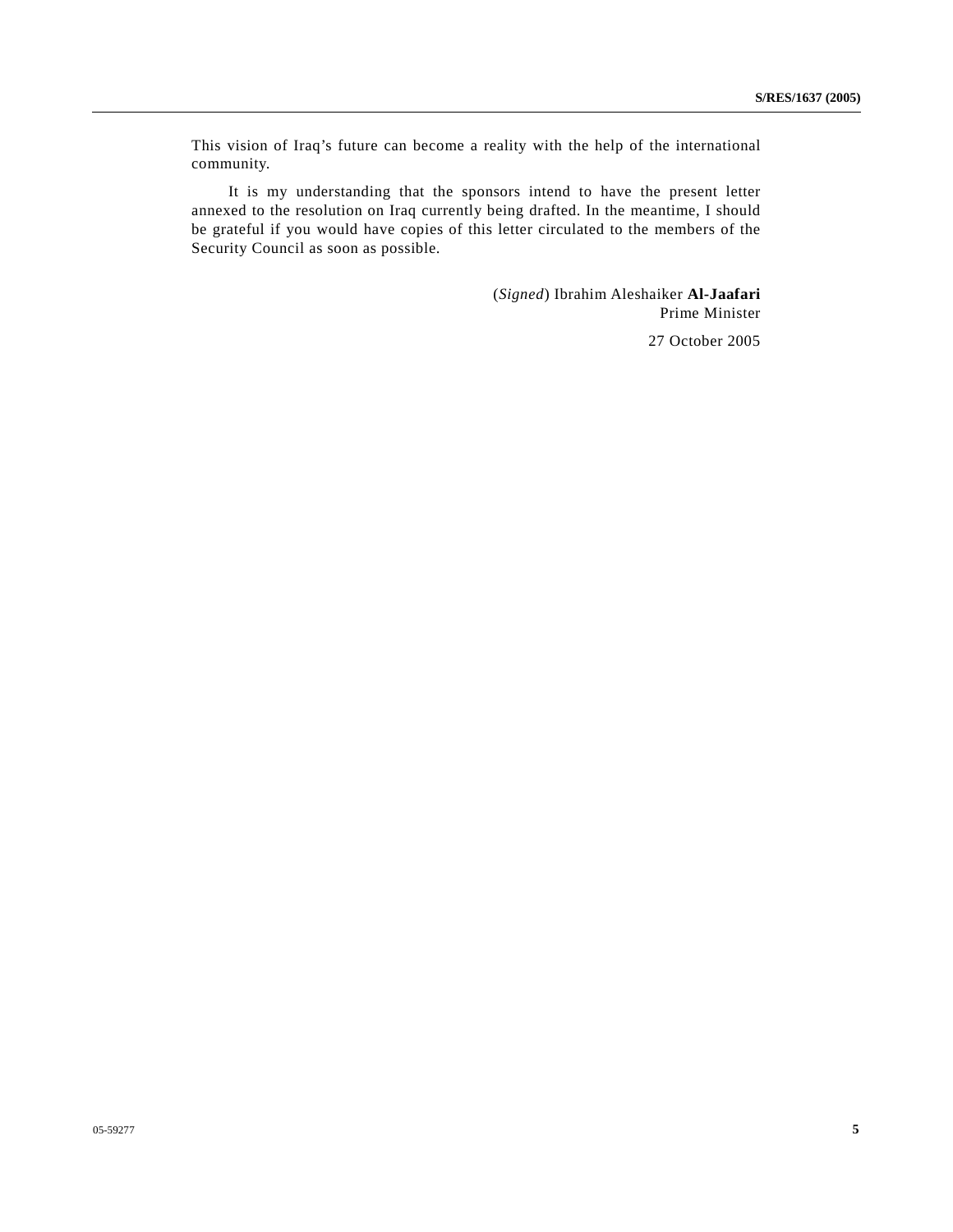This vision of Iraq's future can become a reality with the help of the international community.

It is my understanding that the sponsors intend to have the present letter annexed to the resolution on Iraq currently being drafted. In the meantime, I should be grateful if you would have copies of this letter circulated to the members of the Security Council as soon as possible.

(*Signed*) Ibrahim Aleshaiker **Al-Jaafari**
Prime Minister

27 October 2005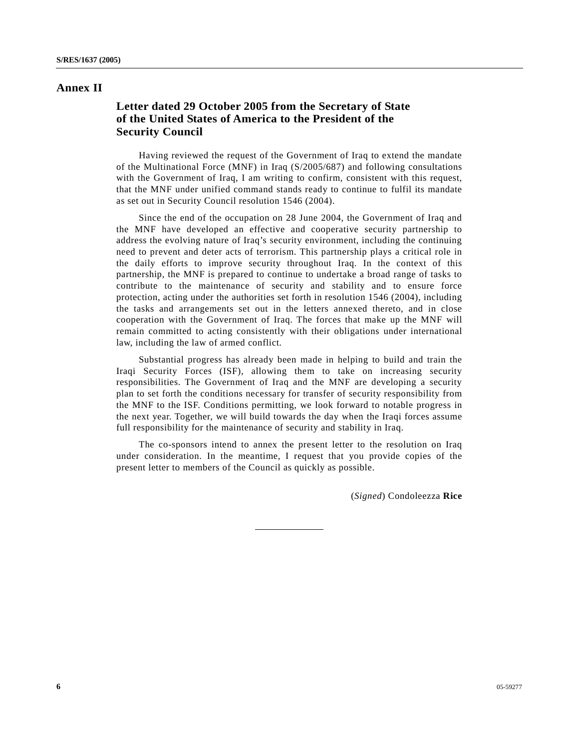## Annex II

### Letter dated 29 October 2005 from the Secretary of State of the United States of America to the President of the Security Council

Having reviewed the request of the Government of Iraq to extend the mandate of the Multinational Force (MNF) in Iraq (S/2005/687) and following consultations with the Government of Iraq, I am writing to confirm, consistent with this request, that the MNF under unified command stands ready to continue to fulfil its mandate as set out in Security Council resolution 1546 (2004).

Since the end of the occupation on 28 June 2004, the Government of Iraq and the MNF have developed an effective and cooperative security partnership to address the evolving nature of Iraq's security environment, including the continuing need to prevent and deter acts of terrorism. This partnership plays a critical role in the daily efforts to improve security throughout Iraq. In the context of this partnership, the MNF is prepared to continue to undertake a broad range of tasks to contribute to the maintenance of security and stability and to ensure force protection, acting under the authorities set forth in resolution 1546 (2004), including the tasks and arrangements set out in the letters annexed thereto, and in close cooperation with the Government of Iraq. The forces that make up the MNF will remain committed to acting consistently with their obligations under international law, including the law of armed conflict.

Substantial progress has already been made in helping to build and train the Iraqi Security Forces (ISF), allowing them to take on increasing security responsibilities. The Government of Iraq and the MNF are developing a security plan to set forth the conditions necessary for transfer of security responsibility from the MNF to the ISF. Conditions permitting, we look forward to notable progress in the next year. Together, we will build towards the day when the Iraqi forces assume full responsibility for the maintenance of security and stability in Iraq.

The co-sponsors intend to annex the present letter to the resolution on Iraq under consideration. In the meantime, I request that you provide copies of the present letter to members of the Council as quickly as possible.

(*Signed*) Condoleezza **Rice**